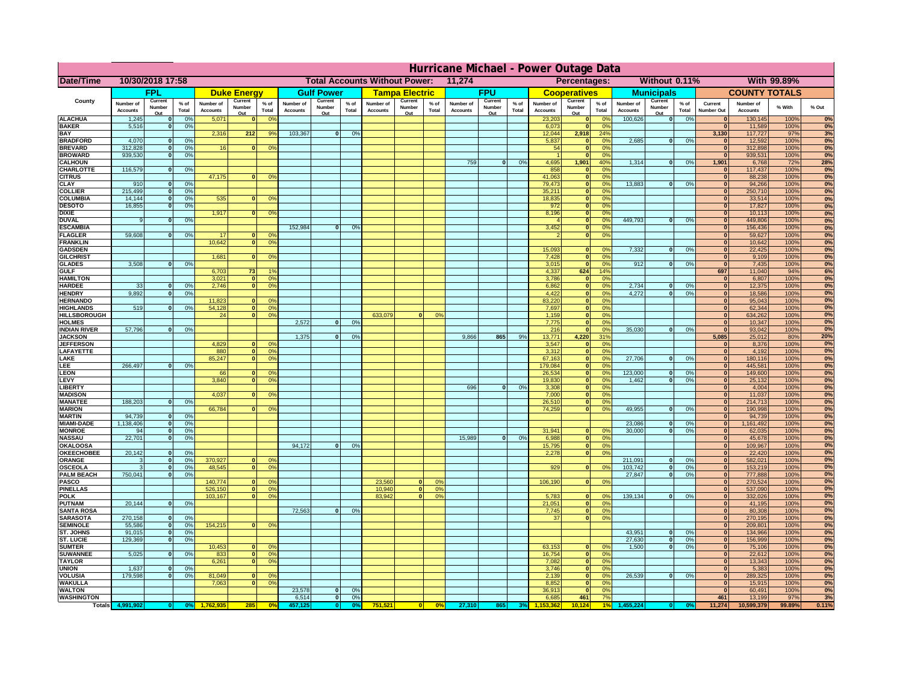# Hurricane Michael - Power Outage Data

| Date/Time | 10/30/2018 17:58 | Total Accounts Without Power: | 11,274 | Percentages: | Without 0.11% | With 99.89% |
|---|---|---|---|---|---|---|

| County | FPL | | | Duke Energy | | | Gulf Power | | | Tampa Electric | | | FPU | | | Cooperatives | | | Municipals | | | COUNTY TOTALS | | | |
|---|---|---|---|---|---|---|---|---|---|---|---|---|---|---|---|---|---|---|---|---|---|---|---|---|---|
| | Number of Accounts | Current Number Out | % of Total | Number of Accounts | Current Number Out | % of Total | Number of Accounts | Current Number Out | % of Total | Number of Accounts | Current Number Out | % of Total | Number of Accounts | Current Number Out | % of Total | Number of Accounts | Current Number Out | % of Total | Number of Accounts | Current Number Out | % of Total | Current Number Out | Number of Accounts | % With | % Out |
| ALACHUA | 1,245 | 0 | 0% | 5,071 | 0 | 0% | | | | | | | | | | 23,203 | 0 | 0% | 100,626 | 0 | 0% | 0 | 130,145 | 100% | 0% |
| BAKER | 5,516 | 0 | 0% | | | | | | | | | | | | | 6,073 | 0 | 0% | | | | 0 | 11,589 | 100% | 0% |
| BAY | | | | 2,316 | 212 | 9% | 103,367 | 0 | 0% | | | | | | | 12,044 | 2,918 | 24% | | | | 3,130 | 117,727 | 97% | 3% |
| BRADFORD | 4,070 | 0 | 0% | | | | | | | | | | | | | 5,837 | 0 | 0% | 2,685 | 0 | 0% | 0 | 12,592 | 100% | 0% |
| BREVARD | 312,828 | 0 | 0% | 16 | 0 | 0% | | | | | | | | | | 54 | 0 | 0% | | | | 0 | 312,898 | 100% | 0% |
| BROWARD | 939,530 | 0 | 0% | | | | | | | | | | | | | 1 | 0 | 0% | | | | 0 | 939,531 | 100% | 0% |
| CALHOUN | | | | | | | | | | | | | 759 | 0 | 0% | 4,695 | 1,901 | 40% | 1,314 | 0 | 0% | 1,901 | 6,768 | 72% | 28% |
| CHARLOTTE | 116,579 | 0 | 0% | | | | | | | | | | | | | 858 | 0 | 0% | | | | 0 | 117,437 | 100% | 0% |
| CITRUS | | | | 47,175 | 0 | 0% | | | | | | | | | | 41,063 | 0 | 0% | | | | 0 | 88,238 | 100% | 0% |
| CLAY | 910 | 0 | 0% | | | | | | | | | | | | | 79,473 | 0 | 0% | 13,883 | 0 | 0% | 0 | 94,266 | 100% | 0% |
| COLLIER | 215,499 | 0 | 0% | | | | | | | | | | | | | 35,211 | 0 | 0% | | | | 0 | 250,710 | 100% | 0% |
| COLUMBIA | 14,144 | 0 | 0% | 535 | 0 | 0% | | | | | | | | | | 18,835 | 0 | 0% | | | | 0 | 33,514 | 100% | 0% |
| DESOTO | 16,855 | 0 | 0% | | | | | | | | | | | | | 972 | 0 | 0% | | | | 0 | 17,827 | 100% | 0% |
| DIXIE | | | | 1,917 | 0 | 0% | | | | | | | | | | 8,196 | 0 | 0% | | | | 0 | 10,113 | 100% | 0% |
| DUVAL | 9 | 0 | 0% | | | | | | | | | | | | | 4 | 0 | 0% | 449,793 | 0 | 0% | 0 | 449,806 | 100% | 0% |
| ESCAMBIA | | | | | | | 152,984 | 0 | 0% | | | | | | | 3,452 | 0 | 0% | | | | 0 | 156,436 | 100% | 0% |
| FLAGLER | 59,608 | 0 | 0% | 17 | 0 | 0% | | | | | | | | | | 2 | 0 | 0% | | | | 0 | 59,627 | 100% | 0% |
| FRANKLIN | | | | 10,642 | 0 | 0% | | | | | | | | | | | | | | | | 0 | 10,642 | 100% | 0% |
| GADSDEN | | | | | | | | | | | | | | | | 15,093 | 0 | 0% | 7,332 | 0 | 0% | 0 | 22,425 | 100% | 0% |
| GILCHRIST | | | | 1,681 | 0 | 0% | | | | | | | | | | 7,428 | 0 | 0% | | | | 0 | 9,109 | 100% | 0% |
| GLADES | 3,508 | 0 | 0% | | | | | | | | | | | | | 3,015 | 0 | 0% | 912 | 0 | 0% | 0 | 7,435 | 100% | 0% |
| GULF | | | | 6,703 | 73 | 1% | | | | | | | | | | 4,337 | 624 | 14% | | | | 697 | 11,040 | 94% | 6% |
| HAMILTON | | | | 3,021 | 0 | 0% | | | | | | | | | | 3,786 | 0 | 0% | | | | 0 | 6,807 | 100% | 0% |
| HARDEE | 33 | 0 | 0% | 2,746 | 0 | 0% | | | | | | | | | | 6,862 | 0 | 0% | 2,734 | 0 | 0% | 0 | 12,375 | 100% | 0% |
| HENDRY | 9,892 | 0 | 0% | | | | | | | | | | | | | 4,422 | 0 | 0% | 4,272 | 0 | 0% | 0 | 18,586 | 100% | 0% |
| HERNANDO | | | | 11,823 | 0 | 0% | | | | | | | | | | 83,220 | 0 | 0% | | | | 0 | 95,043 | 100% | 0% |
| HIGHLANDS | 519 | 0 | 0% | 54,128 | 0 | 0% | | | | | | | | | | 7,697 | 0 | 0% | | | | 0 | 62,344 | 100% | 0% |
| HILLSBOROUGH | | | | 24 | 0 | 0% | | | | 633,079 | 0 | 0% | | | | 1,159 | 0 | 0% | | | | 0 | 634,262 | 100% | 0% |
| HOLMES | | | | | | | 2,572 | 0 | 0% | | | | | | | 7,775 | 0 | 0% | | | | 0 | 10,347 | 100% | 0% |
| INDIAN RIVER | 57,796 | 0 | 0% | | | | | | | | | | | | | 216 | 0 | 0% | 35,030 | 0 | 0% | 0 | 93,042 | 100% | 0% |
| JACKSON | | | | | | | 1,375 | 0 | 0% | | | | 9,866 | 865 | 9% | 13,771 | 4,220 | 31% | | | | 5,085 | 25,012 | 80% | 20% |
| JEFFERSON | | | | 4,829 | 0 | 0% | | | | | | | | | | 3,547 | 0 | 0% | | | | 0 | 8,376 | 100% | 0% |
| LAFAYETTE | | | | 880 | 0 | 0% | | | | | | | | | | 3,312 | 0 | 0% | | | | 0 | 4,192 | 100% | 0% |
| LAKE | | | | 85,247 | 0 | 0% | | | | | | | | | | 67,163 | 0 | 0% | 27,706 | 0 | 0% | 0 | 180,116 | 100% | 0% |
| LEE | 266,497 | 0 | 0% | | | | | | | | | | | | | 179,084 | 0 | 0% | | | | 0 | 445,581 | 100% | 0% |
| LEON | | | | 66 | 0 | 0% | | | | | | | | | | 26,534 | 0 | 0% | 123,000 | 0 | 0% | 0 | 149,600 | 100% | 0% |
| LEVY | | | | 3,840 | 0 | 0% | | | | | | | | | | 19,830 | 0 | 0% | 1,462 | 0 | 0% | 0 | 25,132 | 100% | 0% |
| LIBERTY | | | | | | | | | | | | | 696 | 0 | 0% | 3,308 | 0 | 0% | | | | 0 | 4,004 | 100% | 0% |
| MADISON | | | | 4,037 | 0 | 0% | | | | | | | | | | 7,000 | 0 | 0% | | | | 0 | 11,037 | 100% | 0% |
| MANATEE | 188,203 | 0 | 0% | | | | | | | | | | | | | 26,510 | 0 | 0% | | | | 0 | 214,713 | 100% | 0% |
| MARION | | | | 66,784 | 0 | 0% | | | | | | | | | | 74,259 | 0 | 0% | 49,955 | 0 | 0% | 0 | 190,998 | 100% | 0% |
| MARTIN | 94,739 | 0 | 0% | | | | | | | | | | | | | | | | | | | 0 | 94,739 | 100% | 0% |
| MIAMI-DADE | 1,138,406 | 0 | 0% | | | | | | | | | | | | | | | | 23,086 | 0 | 0% | 0 | 1,161,492 | 100% | 0% |
| MONROE | 94 | 0 | 0% | | | | | | | | | | | | | 31,941 | 0 | 0% | 30,000 | 0 | 0% | 0 | 62,035 | 100% | 0% |
| NASSAU | 22,701 | 0 | 0% | | | | | | | | | | 15,989 | 0 | 0% | 6,988 | 0 | 0% | | | | 0 | 45,678 | 100% | 0% |
| OKALOOSA | | | | | | | 94,172 | 0 | 0% | | | | | | | 15,795 | 0 | 0% | | | | 0 | 109,967 | 100% | 0% |
| OKEECHOBEE | 20,142 | 0 | 0% | | | | | | | | | | | | | 2,278 | 0 | 0% | | | | 0 | 22,420 | 100% | 0% |
| ORANGE | 3 | 0 | 0% | 370,927 | 0 | 0% | | | | | | | | | | | | | 211,091 | 0 | 0% | 0 | 582,021 | 100% | 0% |
| OSCEOLA | 3 | 0 | 0% | 48,545 | 0 | 0% | | | | | | | | | | 929 | 0 | 0% | 103,742 | 0 | 0% | 0 | 153,219 | 100% | 0% |
| PALM BEACH | 750,041 | 0 | 0% | | | | | | | | | | | | | | | | 27,847 | 0 | 0% | 0 | 777,888 | 100% | 0% |
| PASCO | | | | 140,774 | 0 | 0% | | | | 23,560 | 0 | 0% | | | | 106,190 | 0 | 0% | | | | 0 | 270,524 | 100% | 0% |
| PINELLAS | | | | 526,150 | 0 | 0% | | | | 10,940 | 0 | 0% | | | | | | | | | | 0 | 537,090 | 100% | 0% |
| POLK | | | | 103,167 | 0 | 0% | | | | 83,942 | 0 | 0% | | | | 5,783 | 0 | 0% | 139,134 | 0 | 0% | 0 | 332,026 | 100% | 0% |
| PUTNAM | 20,144 | 0 | 0% | | | | | | | | | | | | | 21,051 | 0 | 0% | | | | 0 | 41,195 | 100% | 0% |
| SANTA ROSA | | | | | | | 72,563 | 0 | 0% | | | | | | | 7,745 | 0 | 0% | | | | 0 | 80,308 | 100% | 0% |
| SARASOTA | 270,158 | 0 | 0% | | | | | | | | | | | | | 37 | 0 | 0% | | | | 0 | 270,195 | 100% | 0% |
| SEMINOLE | 55,586 | 0 | 0% | 154,215 | 0 | 0% | | | | | | | | | | | | | | | | 0 | 209,801 | 100% | 0% |
| ST. JOHNS | 91,015 | 0 | 0% | | | | | | | | | | | | | | | | 43,951 | 0 | 0% | 0 | 134,966 | 100% | 0% |
| ST. LUCIE | 129,369 | 0 | 0% | | | | | | | | | | | | | | | | 27,630 | 0 | 0% | 0 | 156,999 | 100% | 0% |
| SUMTER | | | | 10,453 | 0 | 0% | | | | | | | | | | 63,153 | 0 | 0% | 1,500 | 0 | 0% | 0 | 75,106 | 100% | 0% |
| SUWANNEE | 5,025 | 0 | 0% | 833 | 0 | 0% | | | | | | | | | | 16,754 | 0 | 0% | | | | 0 | 22,612 | 100% | 0% |
| TAYLOR | | | | 6,261 | 0 | 0% | | | | | | | | | | 7,082 | 0 | 0% | | | | 0 | 13,343 | 100% | 0% |
| UNION | 1,637 | 0 | 0% | | | | | | | | | | | | | 3,746 | 0 | 0% | | | | 0 | 5,383 | 100% | 0% |
| VOLUSIA | 179,598 | 0 | 0% | 81,049 | 0 | 0% | | | | | | | | | | 2,139 | 0 | 0% | 26,539 | 0 | 0% | 0 | 289,325 | 100% | 0% |
| WAKULLA | | | | 7,063 | 0 | 0% | | | | | | | | | | 8,852 | 0 | 0% | | | | 0 | 15,915 | 100% | 0% |
| WALTON | | | | | | | 23,578 | 0 | 0% | | | | | | | 36,913 | 0 | 0% | | | | 0 | 60,491 | 100% | 0% |
| WASHINGTON | | | | | | | 6,514 | 0 | 0% | | | | | | | 6,685 | 461 | 7% | | | | 461 | 13,199 | 97% | 3% |
| Totals | 4,991,902 | 0 | 0% | 1,762,935 | 285 | 0% | 457,125 | 0 | 0% | 751,521 | 0 | 0% | 27,310 | 865 | 3% | 1,153,362 | 10,124 | 1% | 1,455,224 | 0 | 0% | 11,274 | 10,599,379 | 99.89% | 0.11% |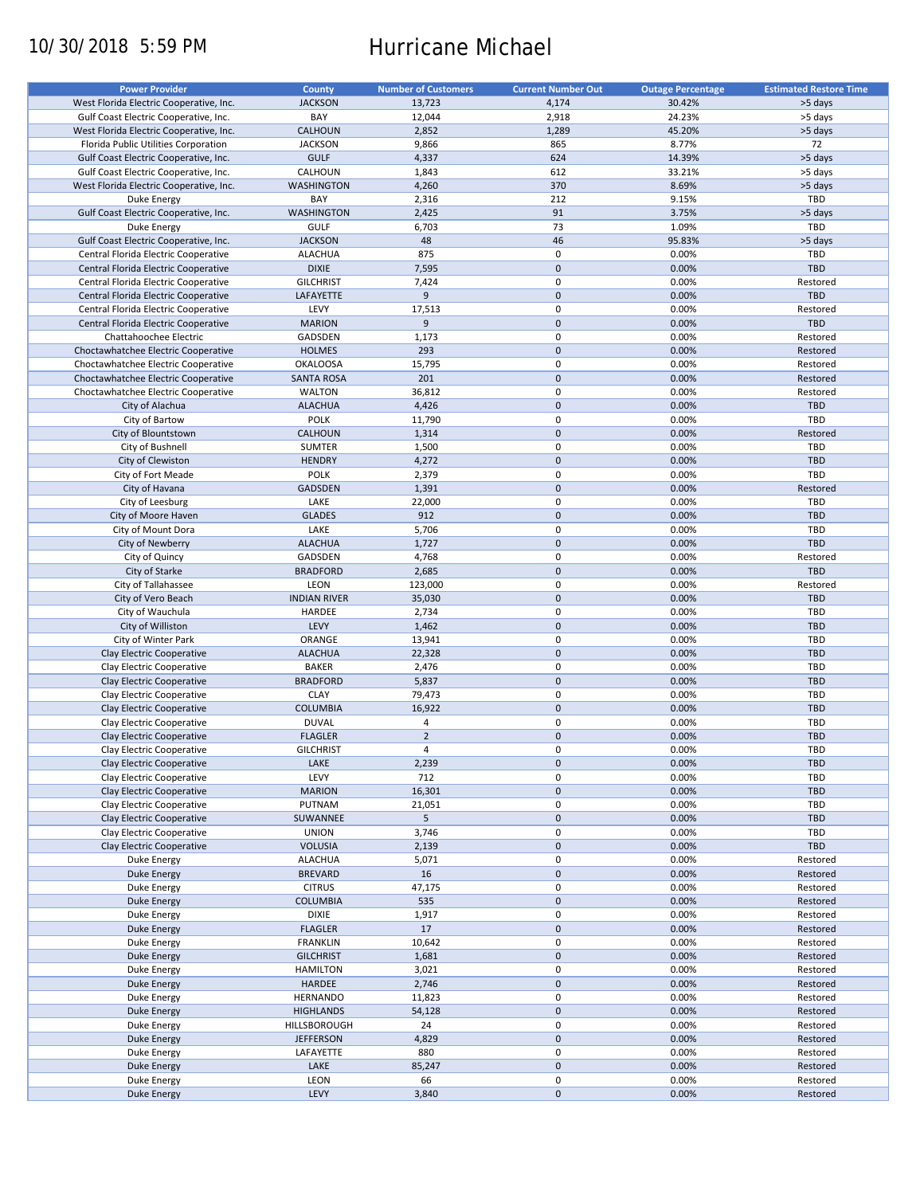10/30/2018 5:59 PM

# Hurricane Michael

| Power Provider | County | Number of Customers | Current Number Out | Outage Percentage | Estimated Restore Time |
|---|---|---|---|---|---|
| West Florida Electric Cooperative, Inc. | JACKSON | 13,723 | 4,174 | 30.42% | >5 days |
| Gulf Coast Electric Cooperative, Inc. | BAY | 12,044 | 2,918 | 24.23% | >5 days |
| West Florida Electric Cooperative, Inc. | CALHOUN | 2,852 | 1,289 | 45.20% | >5 days |
| Florida Public Utilities Corporation | JACKSON | 9,866 | 865 | 8.77% | 72 |
| Gulf Coast Electric Cooperative, Inc. | GULF | 4,337 | 624 | 14.39% | >5 days |
| Gulf Coast Electric Cooperative, Inc. | CALHOUN | 1,843 | 612 | 33.21% | >5 days |
| West Florida Electric Cooperative, Inc. | WASHINGTON | 4,260 | 370 | 8.69% | >5 days |
| Duke Energy | BAY | 2,316 | 212 | 9.15% | TBD |
| Gulf Coast Electric Cooperative, Inc. | WASHINGTON | 2,425 | 91 | 3.75% | >5 days |
| Duke Energy | GULF | 6,703 | 73 | 1.09% | TBD |
| Gulf Coast Electric Cooperative, Inc. | JACKSON | 48 | 46 | 95.83% | >5 days |
| Central Florida Electric Cooperative | ALACHUA | 875 | 0 | 0.00% | TBD |
| Central Florida Electric Cooperative | DIXIE | 7,595 | 0 | 0.00% | TBD |
| Central Florida Electric Cooperative | GILCHRIST | 7,424 | 0 | 0.00% | Restored |
| Central Florida Electric Cooperative | LAFAYETTE | 9 | 0 | 0.00% | TBD |
| Central Florida Electric Cooperative | LEVY | 17,513 | 0 | 0.00% | Restored |
| Central Florida Electric Cooperative | MARION | 9 | 0 | 0.00% | TBD |
| Chattahoochee Electric | GADSDEN | 1,173 | 0 | 0.00% | Restored |
| Choctawhatchee Electric Cooperative | HOLMES | 293 | 0 | 0.00% | Restored |
| Choctawhatchee Electric Cooperative | OKALOOSA | 15,795 | 0 | 0.00% | Restored |
| Choctawhatchee Electric Cooperative | SANTA ROSA | 201 | 0 | 0.00% | Restored |
| Choctawhatchee Electric Cooperative | WALTON | 36,812 | 0 | 0.00% | Restored |
| City of Alachua | ALACHUA | 4,426 | 0 | 0.00% | TBD |
| City of Bartow | POLK | 11,790 | 0 | 0.00% | TBD |
| City of Blountstown | CALHOUN | 1,314 | 0 | 0.00% | Restored |
| City of Bushnell | SUMTER | 1,500 | 0 | 0.00% | TBD |
| City of Clewiston | HENDRY | 4,272 | 0 | 0.00% | TBD |
| City of Fort Meade | POLK | 2,379 | 0 | 0.00% | TBD |
| City of Havana | GADSDEN | 1,391 | 0 | 0.00% | Restored |
| City of Leesburg | LAKE | 22,000 | 0 | 0.00% | TBD |
| City of Moore Haven | GLADES | 912 | 0 | 0.00% | TBD |
| City of Mount Dora | LAKE | 5,706 | 0 | 0.00% | TBD |
| City of Newberry | ALACHUA | 1,727 | 0 | 0.00% | TBD |
| City of Quincy | GADSDEN | 4,768 | 0 | 0.00% | Restored |
| City of Starke | BRADFORD | 2,685 | 0 | 0.00% | TBD |
| City of Tallahassee | LEON | 123,000 | 0 | 0.00% | Restored |
| City of Vero Beach | INDIAN RIVER | 35,030 | 0 | 0.00% | TBD |
| City of Wauchula | HARDEE | 2,734 | 0 | 0.00% | TBD |
| City of Williston | LEVY | 1,462 | 0 | 0.00% | TBD |
| City of Winter Park | ORANGE | 13,941 | 0 | 0.00% | TBD |
| Clay Electric Cooperative | ALACHUA | 22,328 | 0 | 0.00% | TBD |
| Clay Electric Cooperative | BAKER | 2,476 | 0 | 0.00% | TBD |
| Clay Electric Cooperative | BRADFORD | 5,837 | 0 | 0.00% | TBD |
| Clay Electric Cooperative | CLAY | 79,473 | 0 | 0.00% | TBD |
| Clay Electric Cooperative | COLUMBIA | 16,922 | 0 | 0.00% | TBD |
| Clay Electric Cooperative | DUVAL | 4 | 0 | 0.00% | TBD |
| Clay Electric Cooperative | FLAGLER | 2 | 0 | 0.00% | TBD |
| Clay Electric Cooperative | GILCHRIST | 4 | 0 | 0.00% | TBD |
| Clay Electric Cooperative | LAKE | 2,239 | 0 | 0.00% | TBD |
| Clay Electric Cooperative | LEVY | 712 | 0 | 0.00% | TBD |
| Clay Electric Cooperative | MARION | 16,301 | 0 | 0.00% | TBD |
| Clay Electric Cooperative | PUTNAM | 21,051 | 0 | 0.00% | TBD |
| Clay Electric Cooperative | SUWANNEE | 5 | 0 | 0.00% | TBD |
| Clay Electric Cooperative | UNION | 3,746 | 0 | 0.00% | TBD |
| Clay Electric Cooperative | VOLUSIA | 2,139 | 0 | 0.00% | TBD |
| Duke Energy | ALACHUA | 5,071 | 0 | 0.00% | Restored |
| Duke Energy | BREVARD | 16 | 0 | 0.00% | Restored |
| Duke Energy | CITRUS | 47,175 | 0 | 0.00% | Restored |
| Duke Energy | COLUMBIA | 535 | 0 | 0.00% | Restored |
| Duke Energy | DIXIE | 1,917 | 0 | 0.00% | Restored |
| Duke Energy | FLAGLER | 17 | 0 | 0.00% | Restored |
| Duke Energy | FRANKLIN | 10,642 | 0 | 0.00% | Restored |
| Duke Energy | GILCHRIST | 1,681 | 0 | 0.00% | Restored |
| Duke Energy | HAMILTON | 3,021 | 0 | 0.00% | Restored |
| Duke Energy | HARDEE | 2,746 | 0 | 0.00% | Restored |
| Duke Energy | HERNANDO | 11,823 | 0 | 0.00% | Restored |
| Duke Energy | HIGHLANDS | 54,128 | 0 | 0.00% | Restored |
| Duke Energy | HILLSBOROUGH | 24 | 0 | 0.00% | Restored |
| Duke Energy | JEFFERSON | 4,829 | 0 | 0.00% | Restored |
| Duke Energy | LAFAYETTE | 880 | 0 | 0.00% | Restored |
| Duke Energy | LAKE | 85,247 | 0 | 0.00% | Restored |
| Duke Energy | LEON | 66 | 0 | 0.00% | Restored |
| Duke Energy | LEVY | 3,840 | 0 | 0.00% | Restored |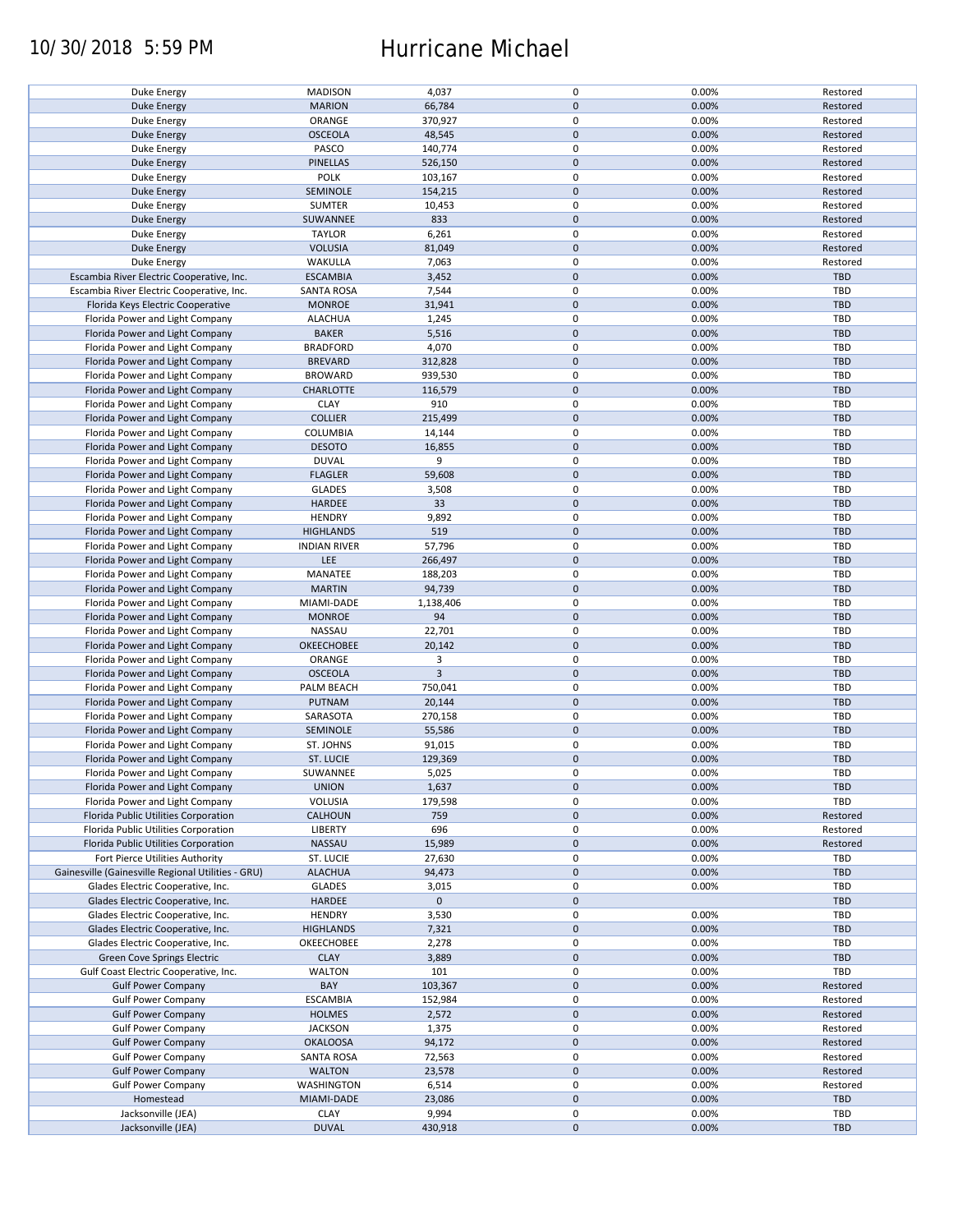| | | | | | |
|---|---|---|---|---|---|
| Duke Energy | MADISON | 4,037 | 0 | 0.00% | Restored |
| Duke Energy | MARION | 66,784 | 0 | 0.00% | Restored |
| Duke Energy | ORANGE | 370,927 | 0 | 0.00% | Restored |
| Duke Energy | OSCEOLA | 48,545 | 0 | 0.00% | Restored |
| Duke Energy | PASCO | 140,774 | 0 | 0.00% | Restored |
| Duke Energy | PINELLAS | 526,150 | 0 | 0.00% | Restored |
| Duke Energy | POLK | 103,167 | 0 | 0.00% | Restored |
| Duke Energy | SEMINOLE | 154,215 | 0 | 0.00% | Restored |
| Duke Energy | SUMTER | 10,453 | 0 | 0.00% | Restored |
| Duke Energy | SUWANNEE | 833 | 0 | 0.00% | Restored |
| Duke Energy | TAYLOR | 6,261 | 0 | 0.00% | Restored |
| Duke Energy | VOLUSIA | 81,049 | 0 | 0.00% | Restored |
| Duke Energy | WAKULLA | 7,063 | 0 | 0.00% | Restored |
| Escambia River Electric Cooperative, Inc. | ESCAMBIA | 3,452 | 0 | 0.00% | TBD |
| Escambia River Electric Cooperative, Inc. | SANTA ROSA | 7,544 | 0 | 0.00% | TBD |
| Florida Keys Electric Cooperative | MONROE | 31,941 | 0 | 0.00% | TBD |
| Florida Power and Light Company | ALACHUA | 1,245 | 0 | 0.00% | TBD |
| Florida Power and Light Company | BAKER | 5,516 | 0 | 0.00% | TBD |
| Florida Power and Light Company | BRADFORD | 4,070 | 0 | 0.00% | TBD |
| Florida Power and Light Company | BREVARD | 312,828 | 0 | 0.00% | TBD |
| Florida Power and Light Company | BROWARD | 939,530 | 0 | 0.00% | TBD |
| Florida Power and Light Company | CHARLOTTE | 116,579 | 0 | 0.00% | TBD |
| Florida Power and Light Company | CLAY | 910 | 0 | 0.00% | TBD |
| Florida Power and Light Company | COLLIER | 215,499 | 0 | 0.00% | TBD |
| Florida Power and Light Company | COLUMBIA | 14,144 | 0 | 0.00% | TBD |
| Florida Power and Light Company | DESOTO | 16,855 | 0 | 0.00% | TBD |
| Florida Power and Light Company | DUVAL | 9 | 0 | 0.00% | TBD |
| Florida Power and Light Company | FLAGLER | 59,608 | 0 | 0.00% | TBD |
| Florida Power and Light Company | GLADES | 3,508 | 0 | 0.00% | TBD |
| Florida Power and Light Company | HARDEE | 33 | 0 | 0.00% | TBD |
| Florida Power and Light Company | HENDRY | 9,892 | 0 | 0.00% | TBD |
| Florida Power and Light Company | HIGHLANDS | 519 | 0 | 0.00% | TBD |
| Florida Power and Light Company | INDIAN RIVER | 57,796 | 0 | 0.00% | TBD |
| Florida Power and Light Company | LEE | 266,497 | 0 | 0.00% | TBD |
| Florida Power and Light Company | MANATEE | 188,203 | 0 | 0.00% | TBD |
| Florida Power and Light Company | MARTIN | 94,739 | 0 | 0.00% | TBD |
| Florida Power and Light Company | MIAMI-DADE | 1,138,406 | 0 | 0.00% | TBD |
| Florida Power and Light Company | MONROE | 94 | 0 | 0.00% | TBD |
| Florida Power and Light Company | NASSAU | 22,701 | 0 | 0.00% | TBD |
| Florida Power and Light Company | OKEECHOBEE | 20,142 | 0 | 0.00% | TBD |
| Florida Power and Light Company | ORANGE | 3 | 0 | 0.00% | TBD |
| Florida Power and Light Company | OSCEOLA | 3 | 0 | 0.00% | TBD |
| Florida Power and Light Company | PALM BEACH | 750,041 | 0 | 0.00% | TBD |
| Florida Power and Light Company | PUTNAM | 20,144 | 0 | 0.00% | TBD |
| Florida Power and Light Company | SARASOTA | 270,158 | 0 | 0.00% | TBD |
| Florida Power and Light Company | SEMINOLE | 55,586 | 0 | 0.00% | TBD |
| Florida Power and Light Company | ST. JOHNS | 91,015 | 0 | 0.00% | TBD |
| Florida Power and Light Company | ST. LUCIE | 129,369 | 0 | 0.00% | TBD |
| Florida Power and Light Company | SUWANNEE | 5,025 | 0 | 0.00% | TBD |
| Florida Power and Light Company | UNION | 1,637 | 0 | 0.00% | TBD |
| Florida Power and Light Company | VOLUSIA | 179,598 | 0 | 0.00% | TBD |
| Florida Public Utilities Corporation | CALHOUN | 759 | 0 | 0.00% | Restored |
| Florida Public Utilities Corporation | LIBERTY | 696 | 0 | 0.00% | Restored |
| Florida Public Utilities Corporation | NASSAU | 15,989 | 0 | 0.00% | Restored |
| Fort Pierce Utilities Authority | ST. LUCIE | 27,630 | 0 | 0.00% | TBD |
| Gainesville (Gainesville Regional Utilities - GRU) | ALACHUA | 94,473 | 0 | 0.00% | TBD |
| Glades Electric Cooperative, Inc. | GLADES | 3,015 | 0 | 0.00% | TBD |
| Glades Electric Cooperative, Inc. | HARDEE | 0 | 0 | | TBD |
| Glades Electric Cooperative, Inc. | HENDRY | 3,530 | 0 | 0.00% | TBD |
| Glades Electric Cooperative, Inc. | HIGHLANDS | 7,321 | 0 | 0.00% | TBD |
| Glades Electric Cooperative, Inc. | OKEECHOBEE | 2,278 | 0 | 0.00% | TBD |
| Green Cove Springs Electric | CLAY | 3,889 | 0 | 0.00% | TBD |
| Gulf Coast Electric Cooperative, Inc. | WALTON | 101 | 0 | 0.00% | TBD |
| Gulf Power Company | BAY | 103,367 | 0 | 0.00% | Restored |
| Gulf Power Company | ESCAMBIA | 152,984 | 0 | 0.00% | Restored |
| Gulf Power Company | HOLMES | 2,572 | 0 | 0.00% | Restored |
| Gulf Power Company | JACKSON | 1,375 | 0 | 0.00% | Restored |
| Gulf Power Company | OKALOOSA | 94,172 | 0 | 0.00% | Restored |
| Gulf Power Company | SANTA ROSA | 72,563 | 0 | 0.00% | Restored |
| Gulf Power Company | WALTON | 23,578 | 0 | 0.00% | Restored |
| Gulf Power Company | WASHINGTON | 6,514 | 0 | 0.00% | Restored |
| Homestead | MIAMI-DADE | 23,086 | 0 | 0.00% | TBD |
| Jacksonville (JEA) | CLAY | 9,994 | 0 | 0.00% | TBD |
| Jacksonville (JEA) | DUVAL | 430,918 | 0 | 0.00% | TBD |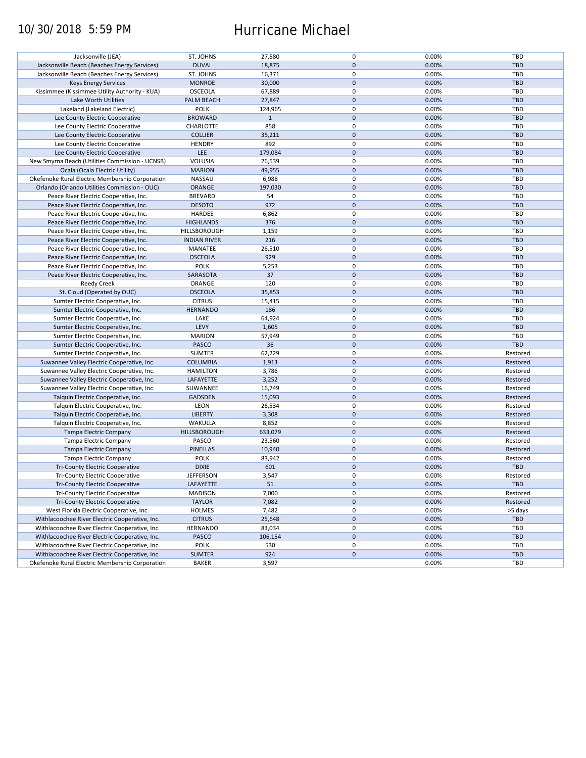# Hurricane Michael

10/30/2018 5:59 PM

| | | | | | |
|---|---|---|---|---|---|
| Jacksonville (JEA) | ST. JOHNS | 27,580 | 0 | 0.00% | TBD |
| Jacksonville Beach (Beaches Energy Services) | DUVAL | 18,875 | 0 | 0.00% | TBD |
| Jacksonville Beach (Beaches Energy Services) | ST. JOHNS | 16,371 | 0 | 0.00% | TBD |
| Keys Energy Services | MONROE | 30,000 | 0 | 0.00% | TBD |
| Kissimmee (Kissimmee Utility Authority - KUA) | OSCEOLA | 67,889 | 0 | 0.00% | TBD |
| Lake Worth Utilities | PALM BEACH | 27,847 | 0 | 0.00% | TBD |
| Lakeland (Lakeland Electric) | POLK | 124,965 | 0 | 0.00% | TBD |
| Lee County Electric Cooperative | BROWARD | 1 | 0 | 0.00% | TBD |
| Lee County Electric Cooperative | CHARLOTTE | 858 | 0 | 0.00% | TBD |
| Lee County Electric Cooperative | COLLIER | 35,211 | 0 | 0.00% | TBD |
| Lee County Electric Cooperative | HENDRY | 892 | 0 | 0.00% | TBD |
| Lee County Electric Cooperative | LEE | 179,084 | 0 | 0.00% | TBD |
| New Smyrna Beach (Utilities Commission - UCNSB) | VOLUSIA | 26,539 | 0 | 0.00% | TBD |
| Ocala (Ocala Electric Utility) | MARION | 49,955 | 0 | 0.00% | TBD |
| Okefenoke Rural Electric Membership Corporation | NASSAU | 6,988 | 0 | 0.00% | TBD |
| Orlando (Orlando Utilities Commission - OUC) | ORANGE | 197,030 | 0 | 0.00% | TBD |
| Peace River Electric Cooperative, Inc. | BREVARD | 54 | 0 | 0.00% | TBD |
| Peace River Electric Cooperative, Inc. | DESOTO | 972 | 0 | 0.00% | TBD |
| Peace River Electric Cooperative, Inc. | HARDEE | 6,862 | 0 | 0.00% | TBD |
| Peace River Electric Cooperative, Inc. | HIGHLANDS | 376 | 0 | 0.00% | TBD |
| Peace River Electric Cooperative, Inc. | HILLSBOROUGH | 1,159 | 0 | 0.00% | TBD |
| Peace River Electric Cooperative, Inc. | INDIAN RIVER | 216 | 0 | 0.00% | TBD |
| Peace River Electric Cooperative, Inc. | MANATEE | 26,510 | 0 | 0.00% | TBD |
| Peace River Electric Cooperative, Inc. | OSCEOLA | 929 | 0 | 0.00% | TBD |
| Peace River Electric Cooperative, Inc. | POLK | 5,253 | 0 | 0.00% | TBD |
| Peace River Electric Cooperative, Inc. | SARASOTA | 37 | 0 | 0.00% | TBD |
| Reedy Creek | ORANGE | 120 | 0 | 0.00% | TBD |
| St. Cloud (Operated by OUC) | OSCEOLA | 35,853 | 0 | 0.00% | TBD |
| Sumter Electric Cooperative, Inc. | CITRUS | 15,415 | 0 | 0.00% | TBD |
| Sumter Electric Cooperative, Inc. | HERNANDO | 186 | 0 | 0.00% | TBD |
| Sumter Electric Cooperative, Inc. | LAKE | 64,924 | 0 | 0.00% | TBD |
| Sumter Electric Cooperative, Inc. | LEVY | 1,605 | 0 | 0.00% | TBD |
| Sumter Electric Cooperative, Inc. | MARION | 57,949 | 0 | 0.00% | TBD |
| Sumter Electric Cooperative, Inc. | PASCO | 36 | 0 | 0.00% | TBD |
| Sumter Electric Cooperative, Inc. | SUMTER | 62,229 | 0 | 0.00% | Restored |
| Suwannee Valley Electric Cooperative, Inc. | COLUMBIA | 1,913 | 0 | 0.00% | Restored |
| Suwannee Valley Electric Cooperative, Inc. | HAMILTON | 3,786 | 0 | 0.00% | Restored |
| Suwannee Valley Electric Cooperative, Inc. | LAFAYETTE | 3,252 | 0 | 0.00% | Restored |
| Suwannee Valley Electric Cooperative, Inc. | SUWANNEE | 16,749 | 0 | 0.00% | Restored |
| Talquin Electric Cooperative, Inc. | GADSDEN | 15,093 | 0 | 0.00% | Restored |
| Talquin Electric Cooperative, Inc. | LEON | 26,534 | 0 | 0.00% | Restored |
| Talquin Electric Cooperative, Inc. | LIBERTY | 3,308 | 0 | 0.00% | Restored |
| Talquin Electric Cooperative, Inc. | WAKULLA | 8,852 | 0 | 0.00% | Restored |
| Tampa Electric Company | HILLSBOROUGH | 633,079 | 0 | 0.00% | Restored |
| Tampa Electric Company | PASCO | 23,560 | 0 | 0.00% | Restored |
| Tampa Electric Company | PINELLAS | 10,940 | 0 | 0.00% | Restored |
| Tampa Electric Company | POLK | 83,942 | 0 | 0.00% | Restored |
| Tri-County Electric Cooperative | DIXIE | 601 | 0 | 0.00% | TBD |
| Tri-County Electric Cooperative | JEFFERSON | 3,547 | 0 | 0.00% | Restored |
| Tri-County Electric Cooperative | LAFAYETTE | 51 | 0 | 0.00% | TBD |
| Tri-County Electric Cooperative | MADISON | 7,000 | 0 | 0.00% | Restored |
| Tri-County Electric Cooperative | TAYLOR | 7,082 | 0 | 0.00% | Restored |
| West Florida Electric Cooperative, Inc. | HOLMES | 7,482 | 0 | 0.00% | >5 days |
| Withlacoochee River Electric Cooperative, Inc. | CITRUS | 25,648 | 0 | 0.00% | TBD |
| Withlacoochee River Electric Cooperative, Inc. | HERNANDO | 83,034 | 0 | 0.00% | TBD |
| Withlacoochee River Electric Cooperative, Inc. | PASCO | 106,154 | 0 | 0.00% | TBD |
| Withlacoochee River Electric Cooperative, Inc. | POLK | 530 | 0 | 0.00% | TBD |
| Withlacoochee River Electric Cooperative, Inc. | SUMTER | 924 | 0 | 0.00% | TBD |
| Okefenoke Rural Electric Membership Corporation | BAKER | 3,597 | | 0.00% | TBD |